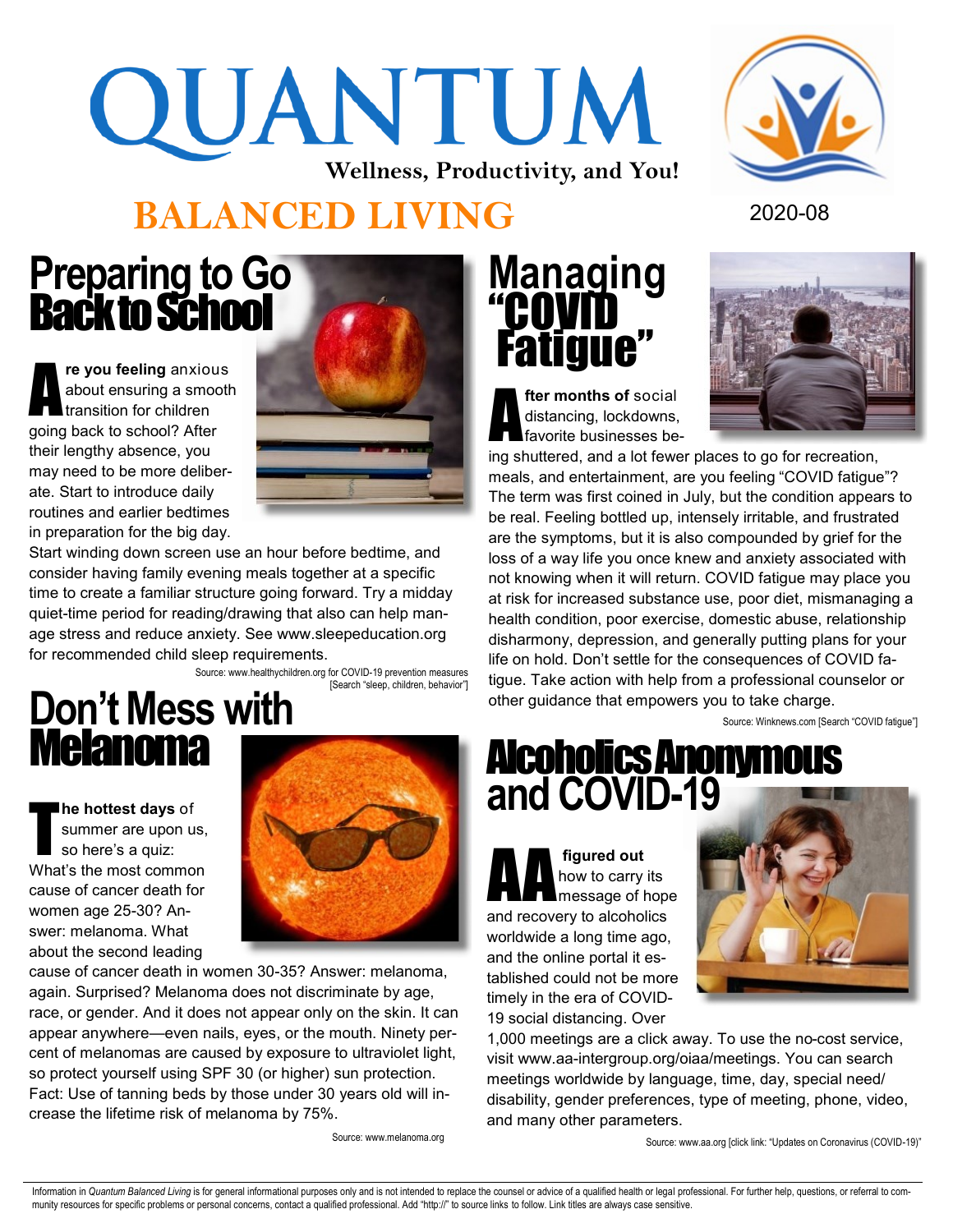# QUANTUM

**Wellness, Productivity, and You!**

# BALANCED LIVING

2020-08

## Preparing to Go Back to School

**Are you feeling** anxious about ensuring a smooth transition for children going back to school? After their lengthy absence, you may need to be more deliberate. Start to introduce daily routines and earlier bedtimes in preparation for the big day. Start winding down screen use an hour before bedtime, and consider having family evening meals together at a specific time to create a familiar structure going forward. Try a midday quiet-time period for reading/drawing that also can help manage stress and reduce anxiety. See www.sleepeducation.org for recommended child sleep requirements.

Source: www.healthychildren.org for COVID-19 prevention measures [Search "sleep, children, behavior"]

## Don't Mess with Melanoma

**The hottest days** of summer are upon us, so here's a quiz: What's the most common cause of cancer death for women age 25-30? Answer: melanoma. What about the second leading cause of cancer death in women 30-35? Answer: melanoma, again. Surprised? Melanoma does not discriminate by age, race, or gender. And it does not appear only on the skin. It can appear anywhere—even nails, eyes, or the mouth. Ninety percent of melanomas are caused by exposure to ultraviolet light, so protect yourself using SPF 30 (or higher) sun protection. Fact: Use of tanning beds by those under 30 years old will increase the lifetime risk of melanoma by 75%.

Source: www.melanoma.org

## Managing "COVID Fatigue"

**After months of** social distancing, lockdowns, favorite businesses being shuttered, and a lot fewer places to go for recreation, meals, and entertainment, are you feeling "COVID fatigue"? The term was first coined in July, but the condition appears to be real. Feeling bottled up, intensely irritable, and frustrated are the symptoms, but it is also compounded by grief for the loss of a way life you once knew and anxiety associated with not knowing when it will return. COVID fatigue may place you at risk for increased substance use, poor diet, mismanaging a health condition, poor exercise, domestic abuse, relationship disharmony, depression, and generally putting plans for your life on hold. Don't settle for the consequences of COVID fatigue. Take action with help from a professional counselor or other guidance that empowers you to take charge.

Source: Winknews.com [Search "COVID fatigue"]

## Alcoholics Anonymous and COVID-19

**AA figured out** how to carry its message of hope and recovery to alcoholics worldwide a long time ago, and the online portal it established could not be more timely in the era of COVID-19 social distancing. Over 1,000 meetings are a click away. To use the no-cost service, visit www.aa-intergroup.org/oiaa/meetings. You can search meetings worldwide by language, time, day, special need/disability, gender preferences, type of meeting, phone, video, and many other parameters.

Source: www.aa.org [click link: "Updates on Coronavirus (COVID-19)"

Information in *Quantum Balanced Living* is for general informational purposes only and is not intended to replace the counsel or advice of a qualified health or legal professional. For further help, questions, or referral to community resources for specific problems or personal concerns, contact a qualified professional. Add "http://" to source links to follow. Link titles are always case sensitive.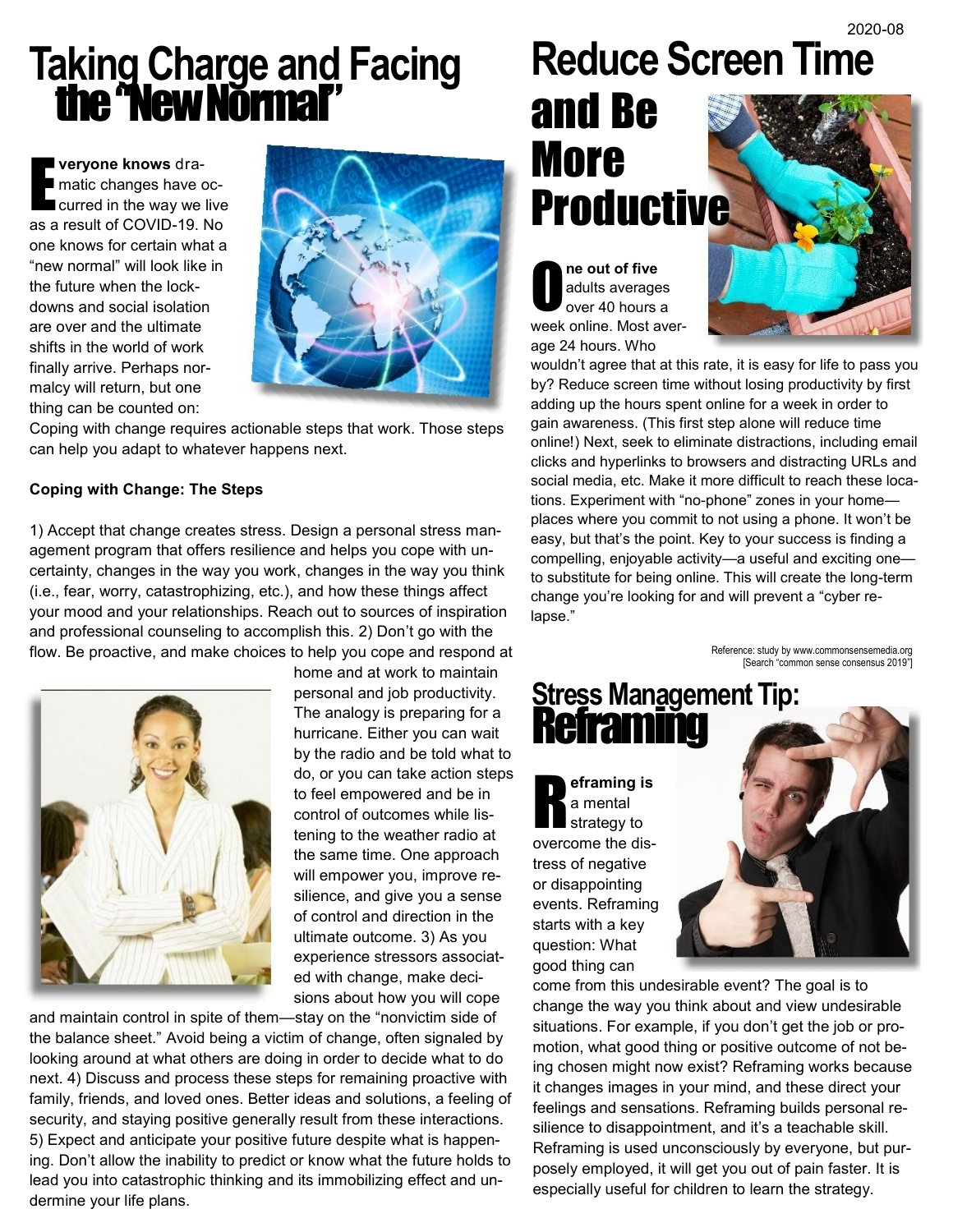2020-08

# Taking Charge and Facing the "New Normal"

**Everyone knows** dramatic changes have occurred in the way we live as a result of COVID-19. No one knows for certain what a "new normal" will look like in the future when the lockdowns and social isolation are over and the ultimate shifts in the world of work finally arrive. Perhaps normalcy will return, but one thing can be counted on: Coping with change requires actionable steps that work. Those steps can help you adapt to whatever happens next.

**Coping with Change: The Steps**

1) Accept that change creates stress. Design a personal stress management program that offers resilience and helps you cope with uncertainty, changes in the way you work, changes in the way you think (i.e., fear, worry, catastrophizing, etc.), and how these things affect your mood and your relationships. Reach out to sources of inspiration and professional counseling to accomplish this. 2) Don't go with the flow. Be proactive, and make choices to help you cope and respond at home and at work to maintain personal and job productivity. The analogy is preparing for a hurricane. Either you can wait by the radio and be told what to do, or you can take action steps to feel empowered and be in control of outcomes while listening to the weather radio at the same time. One approach will empower you, improve resilience, and give you a sense of control and direction in the ultimate outcome. 3) As you experience stressors associated with change, make decisions about how you will cope and maintain control in spite of them—stay on the "nonvictim side of the balance sheet." Avoid being a victim of change, often signaled by looking around at what others are doing in order to decide what to do next. 4) Discuss and process these steps for remaining proactive with family, friends, and loved ones. Better ideas and solutions, a feeling of security, and staying positive generally result from these interactions. 5) Expect and anticipate your positive future despite what is happening. Don't allow the inability to predict or know what the future holds to lead you into catastrophic thinking and its immobilizing effect and undermine your life plans.

# Reduce Screen Time and Be More Productive

**One out of five** adults averages over 40 hours a week online. Most average 24 hours. Who wouldn't agree that at this rate, it is easy for life to pass you by? Reduce screen time without losing productivity by first adding up the hours spent online for a week in order to gain awareness. (This first step alone will reduce time online!) Next, seek to eliminate distractions, including email clicks and hyperlinks to browsers and distracting URLs and social media, etc. Make it more difficult to reach these locations. Experiment with "no-phone" zones in your home—places where you commit to not using a phone. It won't be easy, but that's the point. Key to your success is finding a compelling, enjoyable activity—a useful and exciting one—to substitute for being online. This will create the long-term change you're looking for and will prevent a "cyber relapse."

Reference: study by www.commonsensemedia.org [Search "common sense consensus 2019"]

# Stress Management Tip: Reframing

**Reframing is** a mental strategy to overcome the distress of negative or disappointing events. Reframing starts with a key question: What good thing can come from this undesirable event? The goal is to change the way you think about and view undesirable situations. For example, if you don't get the job or promotion, what good thing or positive outcome of not being chosen might now exist? Reframing works because it changes images in your mind, and these direct your feelings and sensations. Reframing builds personal resilience to disappointment, and it's a teachable skill. Reframing is used unconsciously by everyone, but purposely employed, it will get you out of pain faster. It is especially useful for children to learn the strategy.